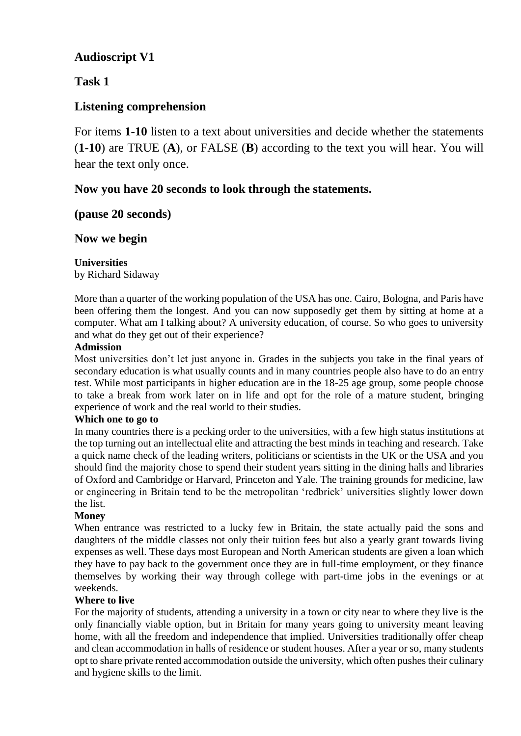## Audioscript V1

## Task 1

## Listening comprehension

For items **1-10** listen to a text about universities and decide whether the statements (**1-10**) are TRUE (**A**), or FALSE (**B**) according to the text you will hear. You will hear the text only once.

**Now you have 20 seconds to look through the statements.**

**(pause 20 seconds)**

**Now we begin**

**Universities**
by Richard Sidaway

More than a quarter of the working population of the USA has one. Cairo, Bologna, and Paris have been offering them the longest. And you can now supposedly get them by sitting at home at a computer. What am I talking about? A university education, of course. So who goes to university and what do they get out of their experience?

**Admission**

Most universities don't let just anyone in. Grades in the subjects you take in the final years of secondary education is what usually counts and in many countries people also have to do an entry test. While most participants in higher education are in the 18-25 age group, some people choose to take a break from work later on in life and opt for the role of a mature student, bringing experience of work and the real world to their studies.

**Which one to go to**

In many countries there is a pecking order to the universities, with a few high status institutions at the top turning out an intellectual elite and attracting the best minds in teaching and research. Take a quick name check of the leading writers, politicians or scientists in the UK or the USA and you should find the majority chose to spend their student years sitting in the dining halls and libraries of Oxford and Cambridge or Harvard, Princeton and Yale. The training grounds for medicine, law or engineering in Britain tend to be the metropolitan 'redbrick' universities slightly lower down the list.

**Money**

When entrance was restricted to a lucky few in Britain, the state actually paid the sons and daughters of the middle classes not only their tuition fees but also a yearly grant towards living expenses as well. These days most European and North American students are given a loan which they have to pay back to the government once they are in full-time employment, or they finance themselves by working their way through college with part-time jobs in the evenings or at weekends.

**Where to live**

For the majority of students, attending a university in a town or city near to where they live is the only financially viable option, but in Britain for many years going to university meant leaving home, with all the freedom and independence that implied. Universities traditionally offer cheap and clean accommodation in halls of residence or student houses. After a year or so, many students opt to share private rented accommodation outside the university, which often pushes their culinary and hygiene skills to the limit.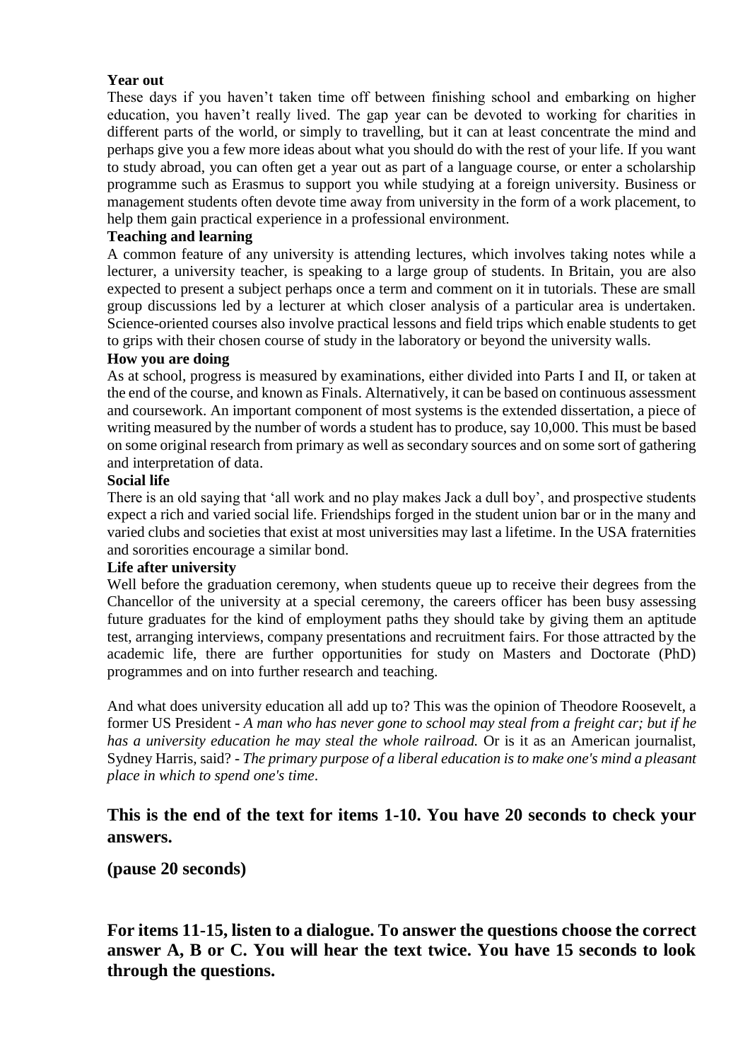**Year out**

These days if you haven’t taken time off between finishing school and embarking on higher education, you haven’t really lived. The gap year can be devoted to working for charities in different parts of the world, or simply to travelling, but it can at least concentrate the mind and perhaps give you a few more ideas about what you should do with the rest of your life. If you want to study abroad, you can often get a year out as part of a language course, or enter a scholarship programme such as Erasmus to support you while studying at a foreign university. Business or management students often devote time away from university in the form of a work placement, to help them gain practical experience in a professional environment.

**Teaching and learning**

A common feature of any university is attending lectures, which involves taking notes while a lecturer, a university teacher, is speaking to a large group of students. In Britain, you are also expected to present a subject perhaps once a term and comment on it in tutorials. These are small group discussions led by a lecturer at which closer analysis of a particular area is undertaken. Science-oriented courses also involve practical lessons and field trips which enable students to get to grips with their chosen course of study in the laboratory or beyond the university walls.

**How you are doing**

As at school, progress is measured by examinations, either divided into Parts I and II, or taken at the end of the course, and known as Finals. Alternatively, it can be based on continuous assessment and coursework. An important component of most systems is the extended dissertation, a piece of writing measured by the number of words a student has to produce, say 10,000. This must be based on some original research from primary as well as secondary sources and on some sort of gathering and interpretation of data.

**Social life**

There is an old saying that ‘all work and no play makes Jack a dull boy’, and prospective students expect a rich and varied social life. Friendships forged in the student union bar or in the many and varied clubs and societies that exist at most universities may last a lifetime. In the USA fraternities and sororities encourage a similar bond.

**Life after university**

Well before the graduation ceremony, when students queue up to receive their degrees from the Chancellor of the university at a special ceremony, the careers officer has been busy assessing future graduates for the kind of employment paths they should take by giving them an aptitude test, arranging interviews, company presentations and recruitment fairs. For those attracted by the academic life, there are further opportunities for study on Masters and Doctorate (PhD) programmes and on into further research and teaching.

And what does university education all add up to? This was the opinion of Theodore Roosevelt, a former US President - *A man who has never gone to school may steal from a freight car; but if he has a university education he may steal the whole railroad.* Or is it as an American journalist, Sydney Harris, said? - *The primary purpose of a liberal education is to make one's mind a pleasant place in which to spend one's time*.

**This is the end of the text for items 1-10. You have 20 seconds to check your answers.**

**(pause 20 seconds)**

**For items 11-15, listen to a dialogue. To answer the questions choose the correct answer A, B or C. You will hear the text twice. You have 15 seconds to look through the questions.**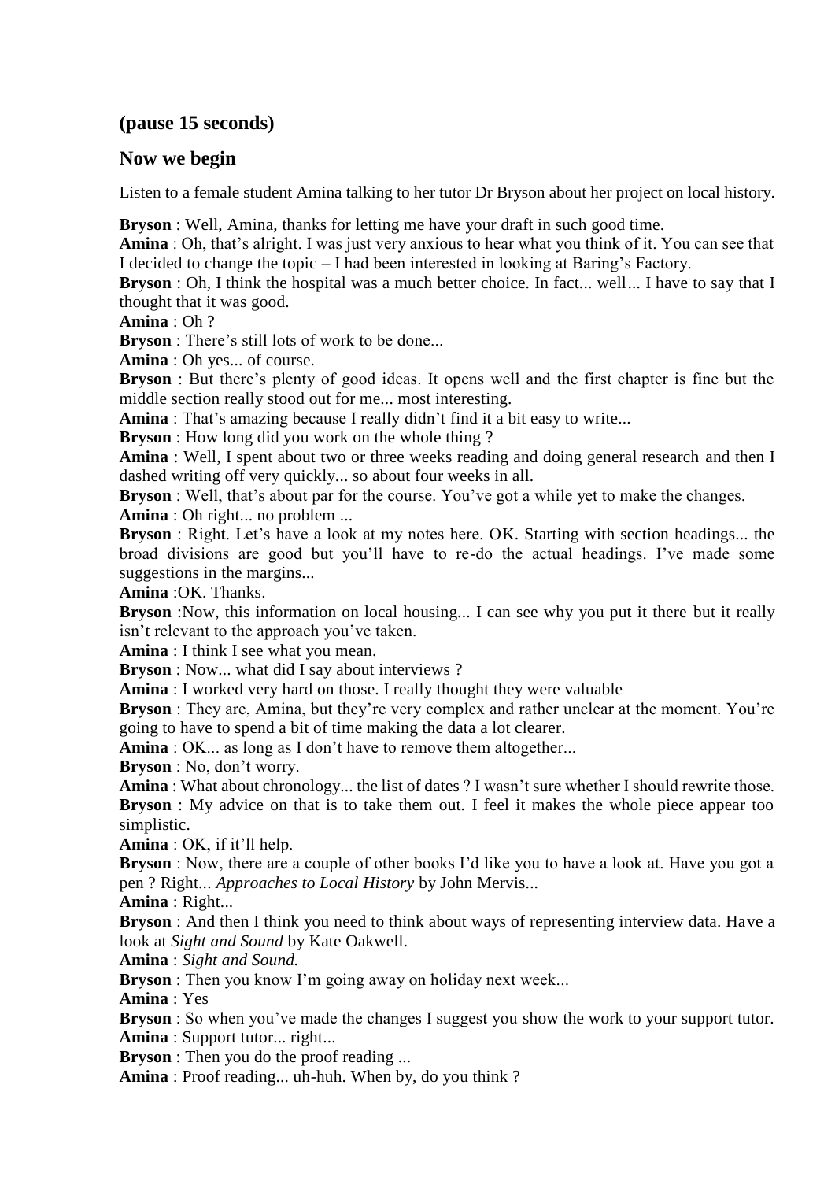## (pause 15 seconds)

## Now we begin

Listen to a female student Amina talking to her tutor Dr Bryson about her project on local history.

**Bryson** : Well, Amina, thanks for letting me have your draft in such good time.

**Amina** : Oh, that's alright. I was just very anxious to hear what you think of it. You can see that I decided to change the topic – I had been interested in looking at Baring's Factory.

**Bryson** : Oh, I think the hospital was a much better choice. In fact... well… I have to say that I thought that it was good.

**Amina** : Oh ?

**Bryson** : There's still lots of work to be done...

**Amina** : Oh yes... of course.

**Bryson** : But there's plenty of good ideas. It opens well and the first chapter is fine but the middle section really stood out for me... most interesting.

**Amina** : That's amazing because I really didn't find it a bit easy to write...

**Bryson** : How long did you work on the whole thing ?

**Amina** : Well, I spent about two or three weeks reading and doing general research and then I dashed writing off very quickly... so about four weeks in all.

**Bryson** : Well, that's about par for the course. You've got a while yet to make the changes.

**Amina** : Oh right... no problem ...

**Bryson** : Right. Let's have a look at my notes here. OK. Starting with section headings... the broad divisions are good but you'll have to re-do the actual headings. I've made some suggestions in the margins...

**Amina** :OK. Thanks.

**Bryson** :Now, this information on local housing... I can see why you put it there but it really isn't relevant to the approach you've taken.

**Amina** : I think I see what you mean.

**Bryson** : Now... what did I say about interviews ?

**Amina** : I worked very hard on those. I really thought they were valuable

**Bryson** : They are, Amina, but they're very complex and rather unclear at the moment. You're going to have to spend a bit of time making the data a lot clearer.

**Amina** : OK... as long as I don't have to remove them altogether...

**Bryson** : No, don't worry.

**Amina** : What about chronology... the list of dates ? I wasn't sure whether I should rewrite those.

**Bryson** : My advice on that is to take them out. I feel it makes the whole piece appear too simplistic.

**Amina** : OK, if it'll help.

**Bryson** : Now, there are a couple of other books I'd like you to have a look at. Have you got a pen ? Right... *Approaches to Local History* by John Mervis...

**Amina** : Right...

**Bryson** : And then I think you need to think about ways of representing interview data. Have a look at *Sight and Sound* by Kate Oakwell.

**Amina** : *Sight and Sound.*

**Bryson** : Then you know I'm going away on holiday next week...

**Amina** : Yes

**Bryson** : So when you've made the changes I suggest you show the work to your support tutor.

**Amina** : Support tutor... right...

**Bryson** : Then you do the proof reading ...

**Amina** : Proof reading... uh-huh. When by, do you think ?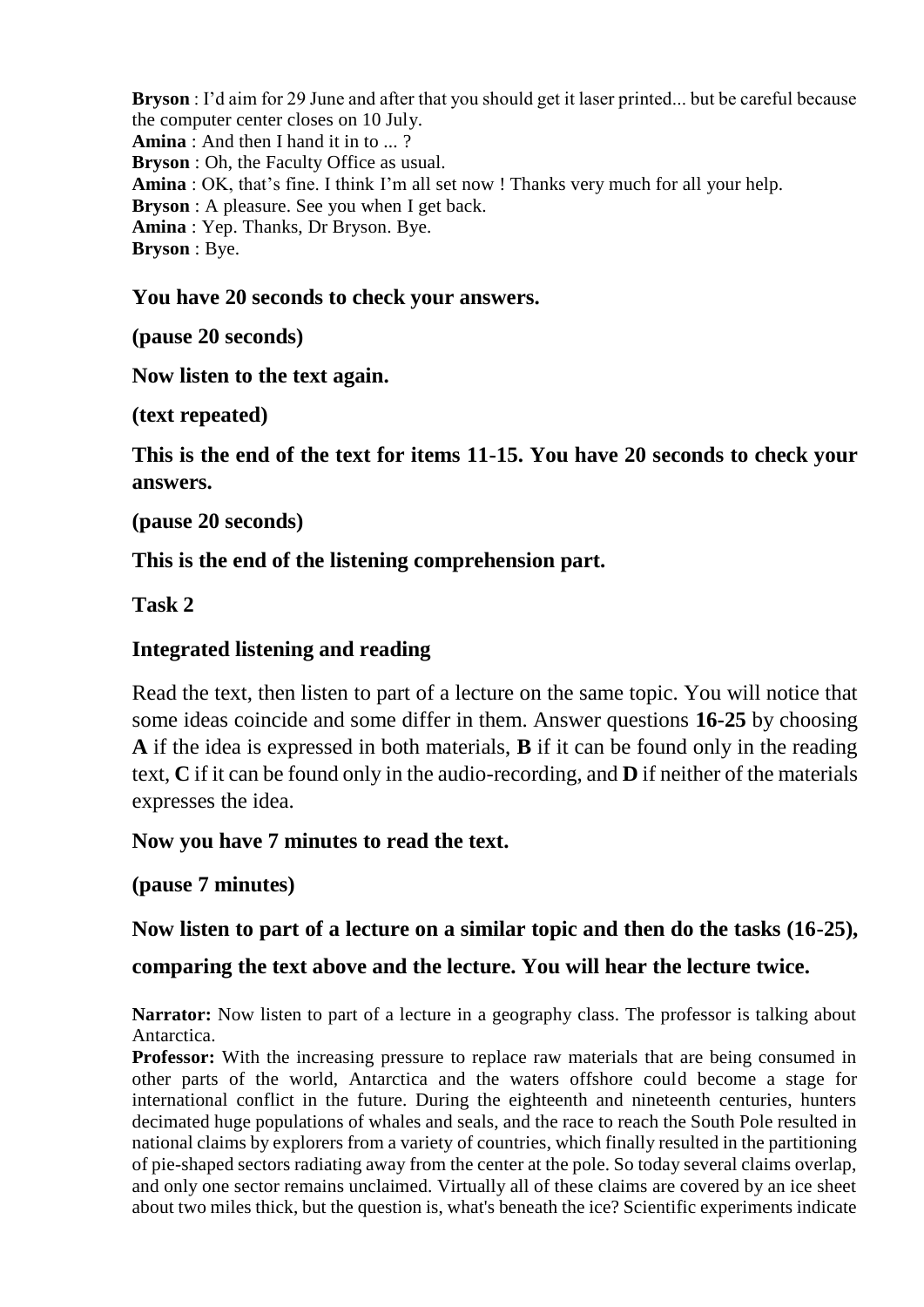**Bryson** : I'd aim for 29 June and after that you should get it laser printed... but be careful because the computer center closes on 10 July.
**Amina** : And then I hand it in to ... ?
**Bryson** : Oh, the Faculty Office as usual.
**Amina** : OK, that's fine. I think I'm all set now ! Thanks very much for all your help.
**Bryson** : A pleasure. See you when I get back.
**Amina** : Yep. Thanks, Dr Bryson. Bye.
**Bryson** : Bye.

**You have 20 seconds to check your answers.**

**(pause 20 seconds)**

**Now listen to the text again.**

**(text repeated)**

**This is the end of the text for items 11-15. You have 20 seconds to check your answers.**

**(pause 20 seconds)**

**This is the end of the listening comprehension part.**

**Task 2**

**Integrated listening and reading**

Read the text, then listen to part of a lecture on the same topic. You will notice that some ideas coincide and some differ in them. Answer questions **16-25** by choosing **A** if the idea is expressed in both materials, **B** if it can be found only in the reading text, **C** if it can be found only in the audio-recording, and **D** if neither of the materials expresses the idea.

**Now you have 7 minutes to read the text.**

**(pause 7 minutes)**

**Now listen to part of a lecture on a similar topic and then do the tasks (16-25), comparing the text above and the lecture. You will hear the lecture twice.**

**Narrator:** Now listen to part of a lecture in a geography class. The professor is talking about Antarctica.
**Professor:** With the increasing pressure to replace raw materials that are being consumed in other parts of the world, Antarctica and the waters offshore could become a stage for international conflict in the future. During the eighteenth and nineteenth centuries, hunters decimated huge populations of whales and seals, and the race to reach the South Pole resulted in national claims by explorers from a variety of countries, which finally resulted in the partitioning of pie-shaped sectors radiating away from the center at the pole. So today several claims overlap, and only one sector remains unclaimed. Virtually all of these claims are covered by an ice sheet about two miles thick, but the question is, what's beneath the ice? Scientific experiments indicate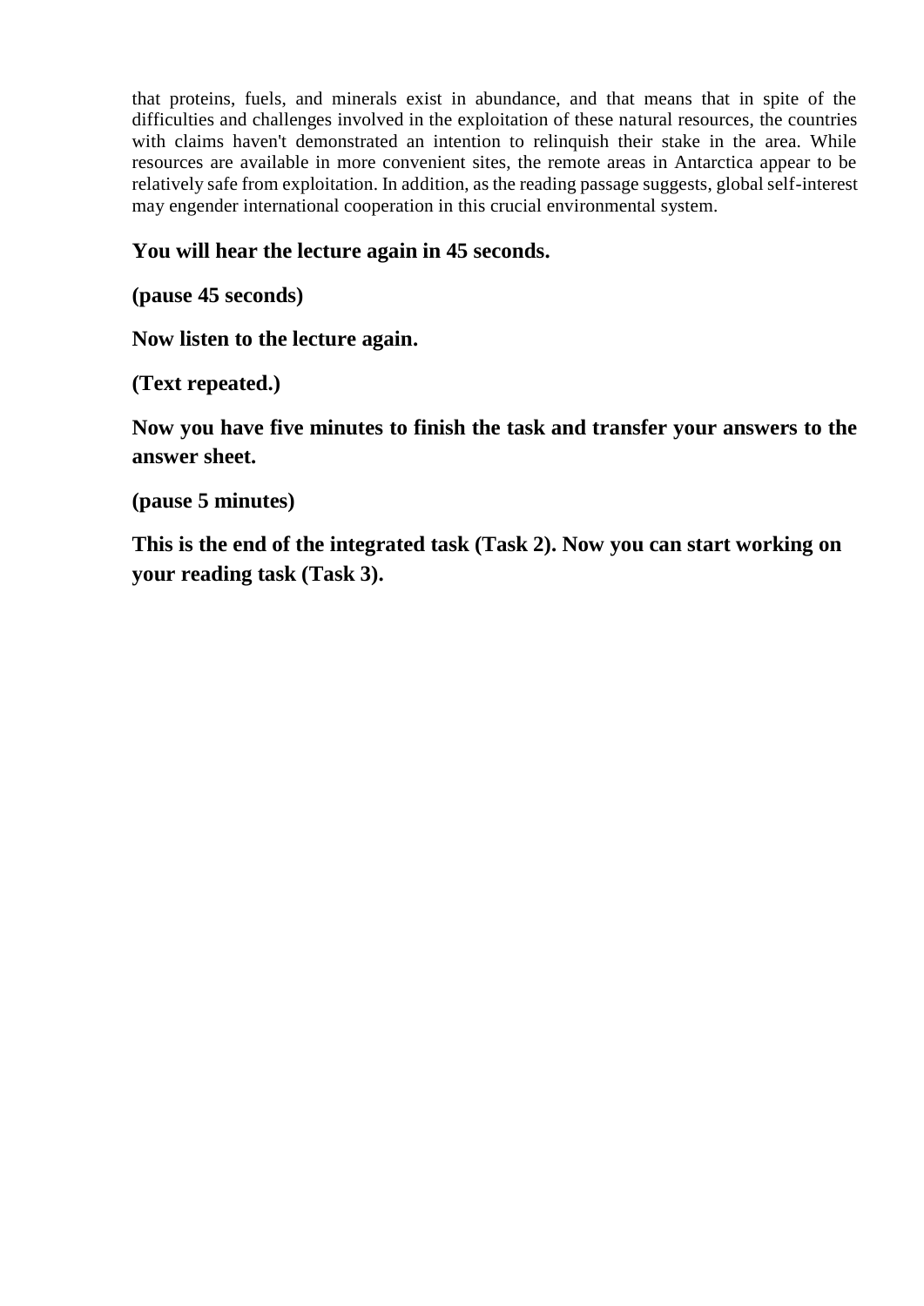that proteins, fuels, and minerals exist in abundance, and that means that in spite of the difficulties and challenges involved in the exploitation of these natural resources, the countries with claims haven't demonstrated an intention to relinquish their stake in the area. While resources are available in more convenient sites, the remote areas in Antarctica appear to be relatively safe from exploitation. In addition, as the reading passage suggests, global self-interest may engender international cooperation in this crucial environmental system.

**You will hear the lecture again in 45 seconds.**

**(pause 45 seconds)**

**Now listen to the lecture again.**

**(Text repeated.)**

**Now you have five minutes to finish the task and transfer your answers to the answer sheet.**

**(pause 5 minutes)**

**This is the end of the integrated task (Task 2). Now you can start working on your reading task (Task 3).**